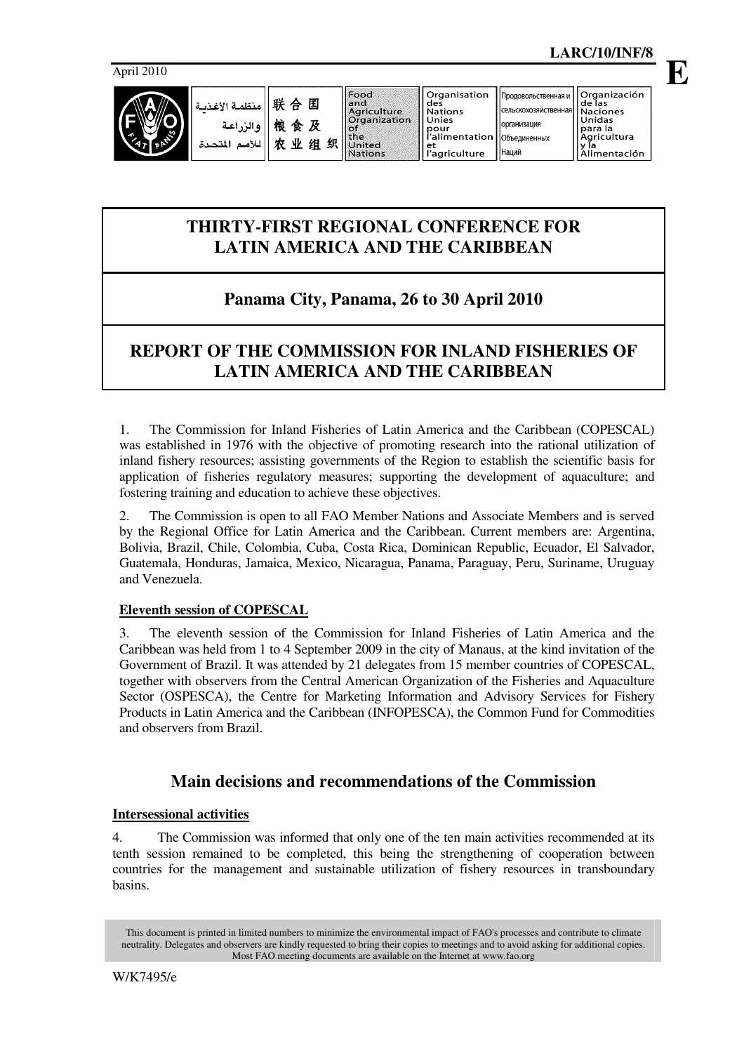LARC/10/INF/8

April 2010

**E**

| منظمة الأغذية والزراعة للأمم المتحدة | 联合国粮食及农业组织 | Food and Agriculture Organization of the United Nations | Organisation des Nations Unies pour l'alimentation et l'agriculture | Продовольственная и сельскохозяйственная организация Объединенных Наций | Organización de las Naciones Unidas para la Agricultura y la Alimentación |
|---|---|---|---|---|---|

# THIRTY-FIRST REGIONAL CONFERENCE FOR LATIN AMERICA AND THE CARIBBEAN

## Panama City, Panama, 26 to 30 April 2010

# REPORT OF THE COMMISSION FOR INLAND FISHERIES OF LATIN AMERICA AND THE CARIBBEAN

1. The Commission for Inland Fisheries of Latin America and the Caribbean (COPESCAL) was established in 1976 with the objective of promoting research into the rational utilization of inland fishery resources; assisting governments of the Region to establish the scientific basis for application of fisheries regulatory measures; supporting the development of aquaculture; and fostering training and education to achieve these objectives.

2. The Commission is open to all FAO Member Nations and Associate Members and is served by the Regional Office for Latin America and the Caribbean. Current members are: Argentina, Bolivia, Brazil, Chile, Colombia, Cuba, Costa Rica, Dominican Republic, Ecuador, El Salvador, Guatemala, Honduras, Jamaica, Mexico, Nicaragua, Panama, Paraguay, Peru, Suriname, Uruguay and Venezuela.

### Eleventh session of COPESCAL

3. The eleventh session of the Commission for Inland Fisheries of Latin America and the Caribbean was held from 1 to 4 September 2009 in the city of Manaus, at the kind invitation of the Government of Brazil. It was attended by 21 delegates from 15 member countries of COPESCAL, together with observers from the Central American Organization of the Fisheries and Aquaculture Sector (OSPESCA), the Centre for Marketing Information and Advisory Services for Fishery Products in Latin America and the Caribbean (INFOPESCA), the Common Fund for Commodities and observers from Brazil.

## Main decisions and recommendations of the Commission

### Intersessional activities

4. The Commission was informed that only one of the ten main activities recommended at its tenth session remained to be completed, this being the strengthening of cooperation between countries for the management and sustainable utilization of fishery resources in transboundary basins.

This document is printed in limited numbers to minimize the environmental impact of FAO's processes and contribute to climate neutrality. Delegates and observers are kindly requested to bring their copies to meetings and to avoid asking for additional copies. Most FAO meeting documents are available on the Internet at www.fao.org

W/K7495/e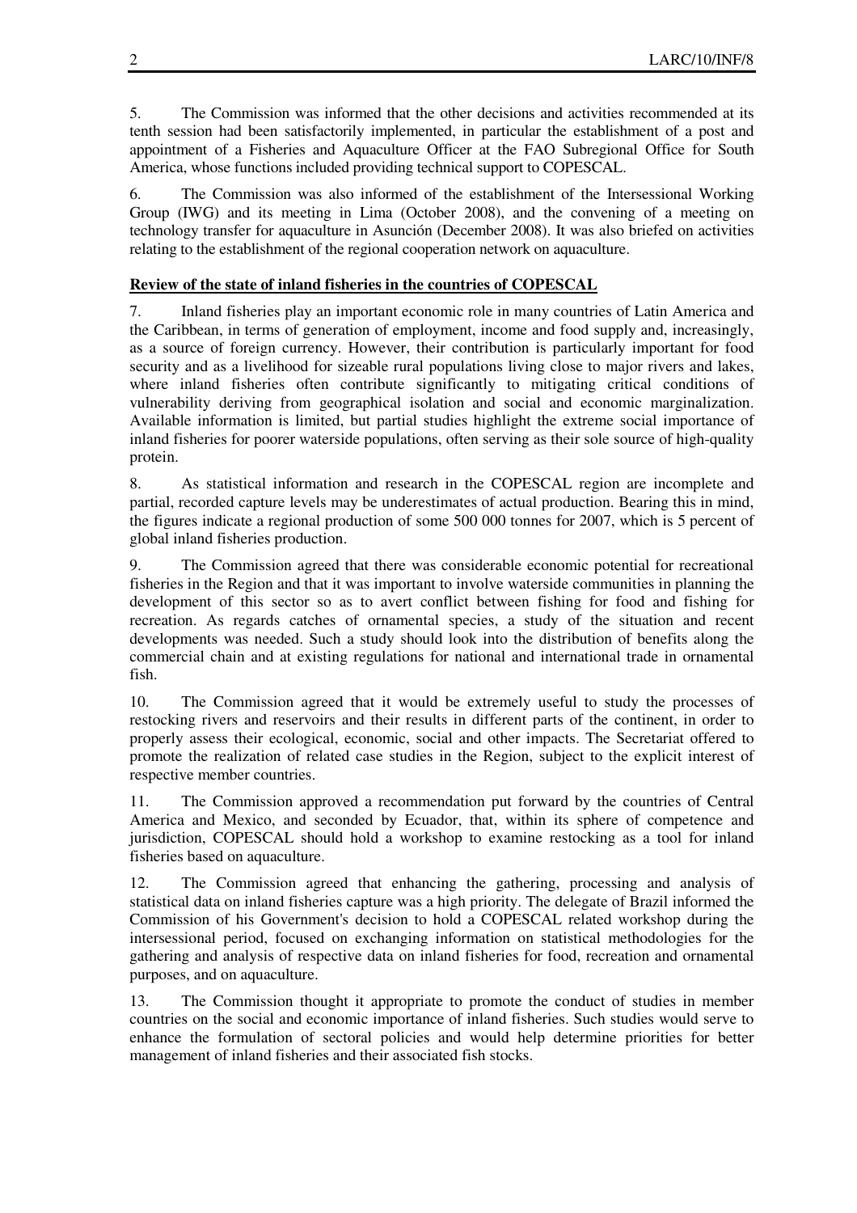5. The Commission was informed that the other decisions and activities recommended at its tenth session had been satisfactorily implemented, in particular the establishment of a post and appointment of a Fisheries and Aquaculture Officer at the FAO Subregional Office for South America, whose functions included providing technical support to COPESCAL.

6. The Commission was also informed of the establishment of the Intersessional Working Group (IWG) and its meeting in Lima (October 2008), and the convening of a meeting on technology transfer for aquaculture in Asunción (December 2008). It was also briefed on activities relating to the establishment of the regional cooperation network on aquaculture.

**Review of the state of inland fisheries in the countries of COPESCAL**

7. Inland fisheries play an important economic role in many countries of Latin America and the Caribbean, in terms of generation of employment, income and food supply and, increasingly, as a source of foreign currency. However, their contribution is particularly important for food security and as a livelihood for sizeable rural populations living close to major rivers and lakes, where inland fisheries often contribute significantly to mitigating critical conditions of vulnerability deriving from geographical isolation and social and economic marginalization. Available information is limited, but partial studies highlight the extreme social importance of inland fisheries for poorer waterside populations, often serving as their sole source of high-quality protein.

8. As statistical information and research in the COPESCAL region are incomplete and partial, recorded capture levels may be underestimates of actual production. Bearing this in mind, the figures indicate a regional production of some 500 000 tonnes for 2007, which is 5 percent of global inland fisheries production.

9. The Commission agreed that there was considerable economic potential for recreational fisheries in the Region and that it was important to involve waterside communities in planning the development of this sector so as to avert conflict between fishing for food and fishing for recreation. As regards catches of ornamental species, a study of the situation and recent developments was needed. Such a study should look into the distribution of benefits along the commercial chain and at existing regulations for national and international trade in ornamental fish.

10. The Commission agreed that it would be extremely useful to study the processes of restocking rivers and reservoirs and their results in different parts of the continent, in order to properly assess their ecological, economic, social and other impacts. The Secretariat offered to promote the realization of related case studies in the Region, subject to the explicit interest of respective member countries.

11. The Commission approved a recommendation put forward by the countries of Central America and Mexico, and seconded by Ecuador, that, within its sphere of competence and jurisdiction, COPESCAL should hold a workshop to examine restocking as a tool for inland fisheries based on aquaculture.

12. The Commission agreed that enhancing the gathering, processing and analysis of statistical data on inland fisheries capture was a high priority. The delegate of Brazil informed the Commission of his Government's decision to hold a COPESCAL related workshop during the intersessional period, focused on exchanging information on statistical methodologies for the gathering and analysis of respective data on inland fisheries for food, recreation and ornamental purposes, and on aquaculture.

13. The Commission thought it appropriate to promote the conduct of studies in member countries on the social and economic importance of inland fisheries. Such studies would serve to enhance the formulation of sectoral policies and would help determine priorities for better management of inland fisheries and their associated fish stocks.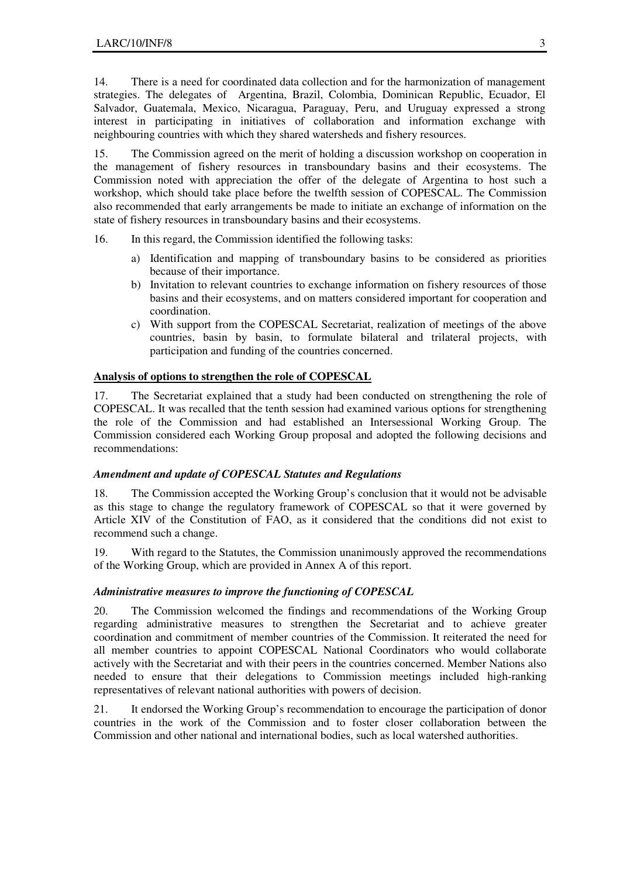14. There is a need for coordinated data collection and for the harmonization of management strategies. The delegates of Argentina, Brazil, Colombia, Dominican Republic, Ecuador, El Salvador, Guatemala, Mexico, Nicaragua, Paraguay, Peru, and Uruguay expressed a strong interest in participating in initiatives of collaboration and information exchange with neighbouring countries with which they shared watersheds and fishery resources.

15. The Commission agreed on the merit of holding a discussion workshop on cooperation in the management of fishery resources in transboundary basins and their ecosystems. The Commission noted with appreciation the offer of the delegate of Argentina to host such a workshop, which should take place before the twelfth session of COPESCAL. The Commission also recommended that early arrangements be made to initiate an exchange of information on the state of fishery resources in transboundary basins and their ecosystems.

16. In this regard, the Commission identified the following tasks:

a) Identification and mapping of transboundary basins to be considered as priorities because of their importance.
b) Invitation to relevant countries to exchange information on fishery resources of those basins and their ecosystems, and on matters considered important for cooperation and coordination.
c) With support from the COPESCAL Secretariat, realization of meetings of the above countries, basin by basin, to formulate bilateral and trilateral projects, with participation and funding of the countries concerned.

**Analysis of options to strengthen the role of COPESCAL**

17. The Secretariat explained that a study had been conducted on strengthening the role of COPESCAL. It was recalled that the tenth session had examined various options for strengthening the role of the Commission and had established an Intersessional Working Group. The Commission considered each Working Group proposal and adopted the following decisions and recommendations:

***Amendment and update of COPESCAL Statutes and Regulations***

18. The Commission accepted the Working Group's conclusion that it would not be advisable as this stage to change the regulatory framework of COPESCAL so that it were governed by Article XIV of the Constitution of FAO, as it considered that the conditions did not exist to recommend such a change.

19. With regard to the Statutes, the Commission unanimously approved the recommendations of the Working Group, which are provided in Annex A of this report.

***Administrative measures to improve the functioning of COPESCAL***

20. The Commission welcomed the findings and recommendations of the Working Group regarding administrative measures to strengthen the Secretariat and to achieve greater coordination and commitment of member countries of the Commission. It reiterated the need for all member countries to appoint COPESCAL National Coordinators who would collaborate actively with the Secretariat and with their peers in the countries concerned. Member Nations also needed to ensure that their delegations to Commission meetings included high-ranking representatives of relevant national authorities with powers of decision.

21. It endorsed the Working Group's recommendation to encourage the participation of donor countries in the work of the Commission and to foster closer collaboration between the Commission and other national and international bodies, such as local watershed authorities.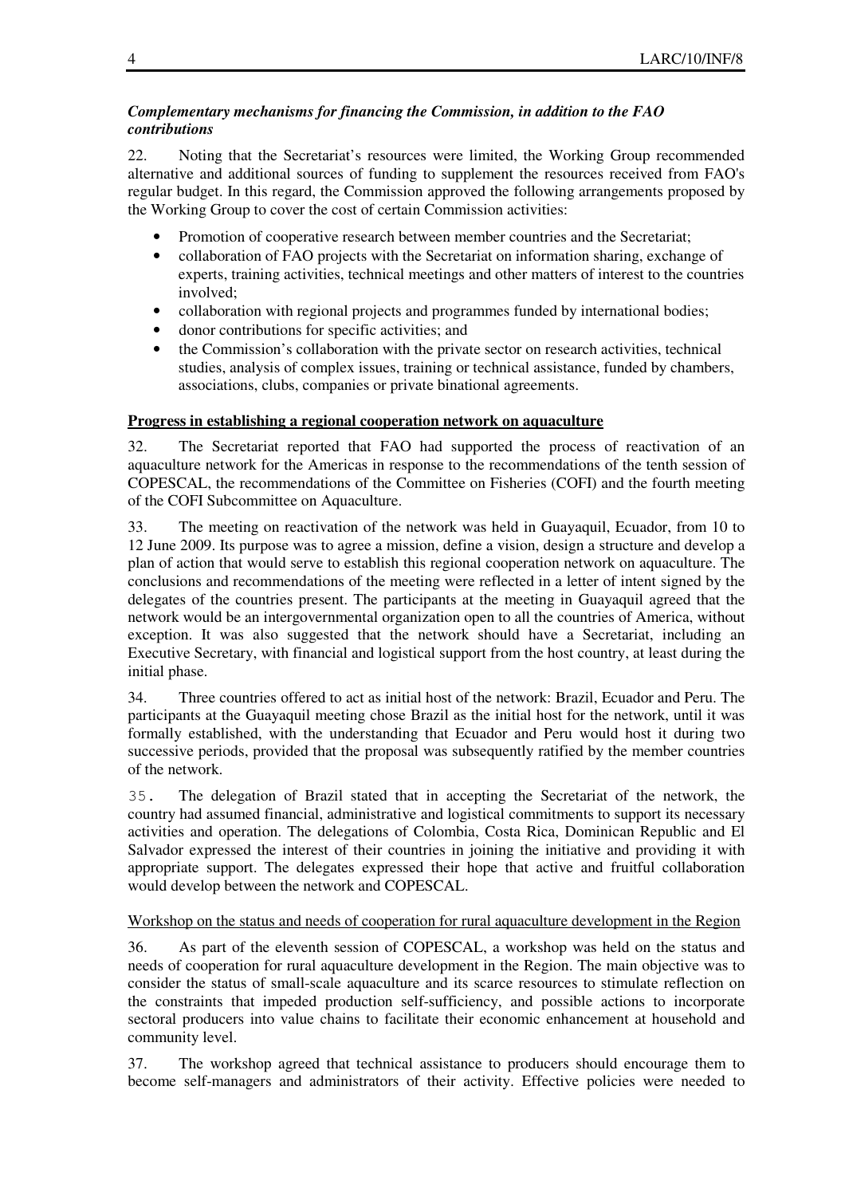### *Complementary mechanisms for financing the Commission, in addition to the FAO contributions*

22. Noting that the Secretariat's resources were limited, the Working Group recommended alternative and additional sources of funding to supplement the resources received from FAO's regular budget. In this regard, the Commission approved the following arrangements proposed by the Working Group to cover the cost of certain Commission activities:

- Promotion of cooperative research between member countries and the Secretariat;
- collaboration of FAO projects with the Secretariat on information sharing, exchange of experts, training activities, technical meetings and other matters of interest to the countries involved;
- collaboration with regional projects and programmes funded by international bodies;
- donor contributions for specific activities; and
- the Commission's collaboration with the private sector on research activities, technical studies, analysis of complex issues, training or technical assistance, funded by chambers, associations, clubs, companies or private binational agreements.

## **Progress in establishing a regional cooperation network on aquaculture**

32. The Secretariat reported that FAO had supported the process of reactivation of an aquaculture network for the Americas in response to the recommendations of the tenth session of COPESCAL, the recommendations of the Committee on Fisheries (COFI) and the fourth meeting of the COFI Subcommittee on Aquaculture.

33. The meeting on reactivation of the network was held in Guayaquil, Ecuador, from 10 to 12 June 2009. Its purpose was to agree a mission, define a vision, design a structure and develop a plan of action that would serve to establish this regional cooperation network on aquaculture. The conclusions and recommendations of the meeting were reflected in a letter of intent signed by the delegates of the countries present. The participants at the meeting in Guayaquil agreed that the network would be an intergovernmental organization open to all the countries of America, without exception. It was also suggested that the network should have a Secretariat, including an Executive Secretary, with financial and logistical support from the host country, at least during the initial phase.

34. Three countries offered to act as initial host of the network: Brazil, Ecuador and Peru. The participants at the Guayaquil meeting chose Brazil as the initial host for the network, until it was formally established, with the understanding that Ecuador and Peru would host it during two successive periods, provided that the proposal was subsequently ratified by the member countries of the network.

35. The delegation of Brazil stated that in accepting the Secretariat of the network, the country had assumed financial, administrative and logistical commitments to support its necessary activities and operation. The delegations of Colombia, Costa Rica, Dominican Republic and El Salvador expressed the interest of their countries in joining the initiative and providing it with appropriate support. The delegates expressed their hope that active and fruitful collaboration would develop between the network and COPESCAL.

### Workshop on the status and needs of cooperation for rural aquaculture development in the Region

36. As part of the eleventh session of COPESCAL, a workshop was held on the status and needs of cooperation for rural aquaculture development in the Region. The main objective was to consider the status of small-scale aquaculture and its scarce resources to stimulate reflection on the constraints that impeded production self-sufficiency, and possible actions to incorporate sectoral producers into value chains to facilitate their economic enhancement at household and community level.

37. The workshop agreed that technical assistance to producers should encourage them to become self-managers and administrators of their activity. Effective policies were needed to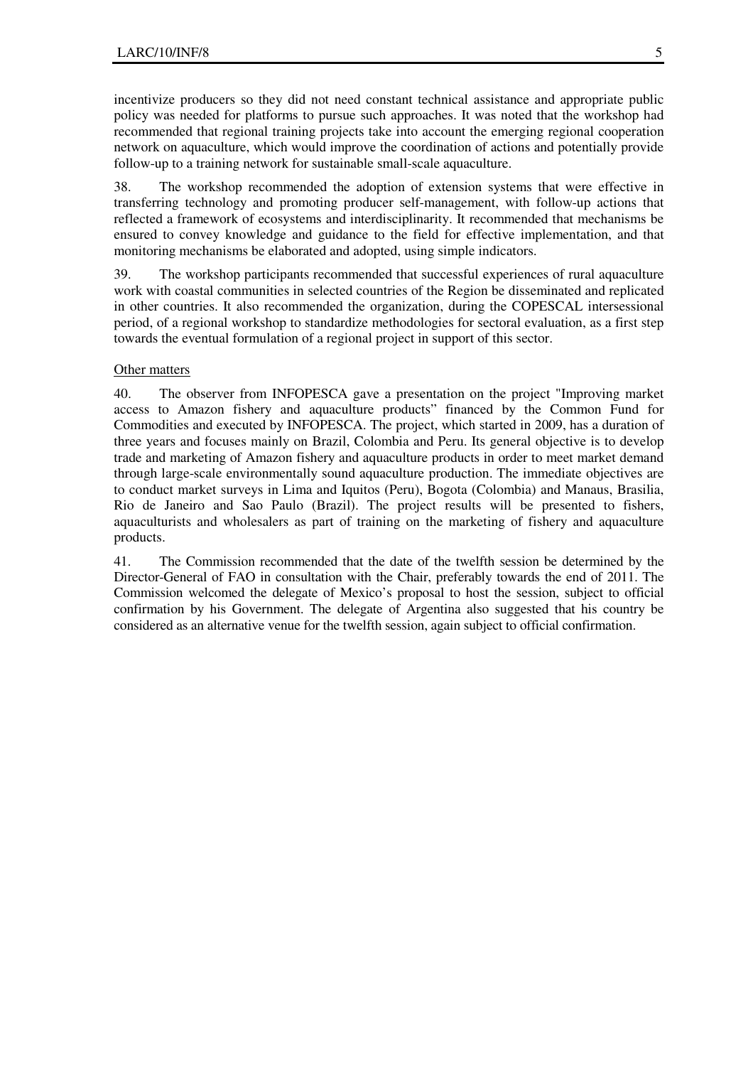incentivize producers so they did not need constant technical assistance and appropriate public policy was needed for platforms to pursue such approaches. It was noted that the workshop had recommended that regional training projects take into account the emerging regional cooperation network on aquaculture, which would improve the coordination of actions and potentially provide follow-up to a training network for sustainable small-scale aquaculture.

38. The workshop recommended the adoption of extension systems that were effective in transferring technology and promoting producer self-management, with follow-up actions that reflected a framework of ecosystems and interdisciplinarity. It recommended that mechanisms be ensured to convey knowledge and guidance to the field for effective implementation, and that monitoring mechanisms be elaborated and adopted, using simple indicators.

39. The workshop participants recommended that successful experiences of rural aquaculture work with coastal communities in selected countries of the Region be disseminated and replicated in other countries. It also recommended the organization, during the COPESCAL intersessional period, of a regional workshop to standardize methodologies for sectoral evaluation, as a first step towards the eventual formulation of a regional project in support of this sector.

Other matters

40. The observer from INFOPESCA gave a presentation on the project "Improving market access to Amazon fishery and aquaculture products" financed by the Common Fund for Commodities and executed by INFOPESCA. The project, which started in 2009, has a duration of three years and focuses mainly on Brazil, Colombia and Peru. Its general objective is to develop trade and marketing of Amazon fishery and aquaculture products in order to meet market demand through large-scale environmentally sound aquaculture production. The immediate objectives are to conduct market surveys in Lima and Iquitos (Peru), Bogota (Colombia) and Manaus, Brasilia, Rio de Janeiro and Sao Paulo (Brazil). The project results will be presented to fishers, aquaculturists and wholesalers as part of training on the marketing of fishery and aquaculture products.

41. The Commission recommended that the date of the twelfth session be determined by the Director-General of FAO in consultation with the Chair, preferably towards the end of 2011. The Commission welcomed the delegate of Mexico's proposal to host the session, subject to official confirmation by his Government. The delegate of Argentina also suggested that his country be considered as an alternative venue for the twelfth session, again subject to official confirmation.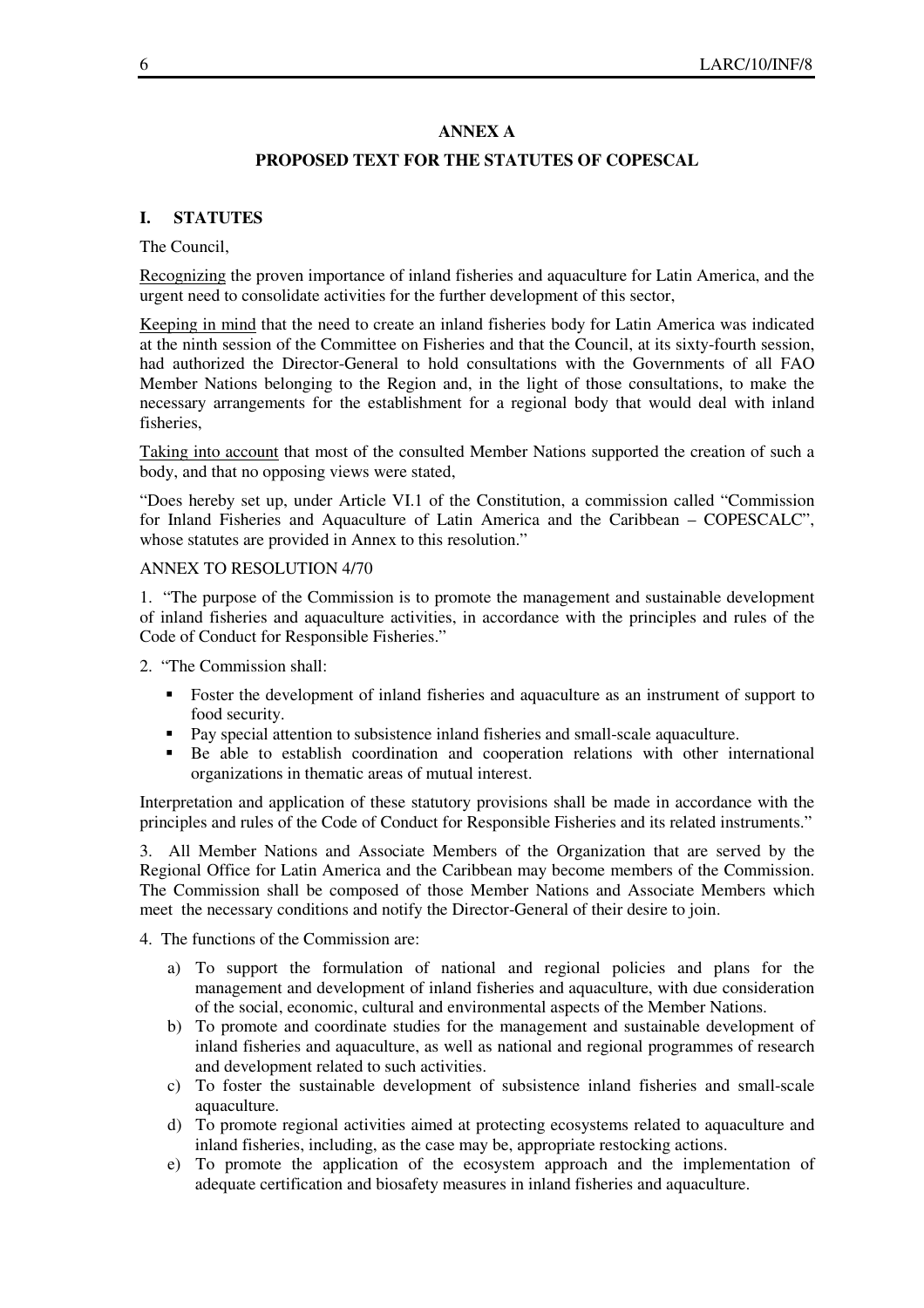## ANNEX A

## PROPOSED TEXT FOR THE STATUTES OF COPESCAL

### I. STATUTES

The Council,

Recognizing the proven importance of inland fisheries and aquaculture for Latin America, and the urgent need to consolidate activities for the further development of this sector,

Keeping in mind that the need to create an inland fisheries body for Latin America was indicated at the ninth session of the Committee on Fisheries and that the Council, at its sixty-fourth session, had authorized the Director-General to hold consultations with the Governments of all FAO Member Nations belonging to the Region and, in the light of those consultations, to make the necessary arrangements for the establishment for a regional body that would deal with inland fisheries,

Taking into account that most of the consulted Member Nations supported the creation of such a body, and that no opposing views were stated,

"Does hereby set up, under Article VI.1 of the Constitution, a commission called "Commission for Inland Fisheries and Aquaculture of Latin America and the Caribbean – COPESCALC", whose statutes are provided in Annex to this resolution."

ANNEX TO RESOLUTION 4/70

1. "The purpose of the Commission is to promote the management and sustainable development of inland fisheries and aquaculture activities, in accordance with the principles and rules of the Code of Conduct for Responsible Fisheries."

2. "The Commission shall:

- Foster the development of inland fisheries and aquaculture as an instrument of support to food security.
- Pay special attention to subsistence inland fisheries and small-scale aquaculture.
- Be able to establish coordination and cooperation relations with other international organizations in thematic areas of mutual interest.

Interpretation and application of these statutory provisions shall be made in accordance with the principles and rules of the Code of Conduct for Responsible Fisheries and its related instruments."

3. All Member Nations and Associate Members of the Organization that are served by the Regional Office for Latin America and the Caribbean may become members of the Commission. The Commission shall be composed of those Member Nations and Associate Members which meet the necessary conditions and notify the Director-General of their desire to join.

4. The functions of the Commission are:

a) To support the formulation of national and regional policies and plans for the management and development of inland fisheries and aquaculture, with due consideration of the social, economic, cultural and environmental aspects of the Member Nations.
b) To promote and coordinate studies for the management and sustainable development of inland fisheries and aquaculture, as well as national and regional programmes of research and development related to such activities.
c) To foster the sustainable development of subsistence inland fisheries and small-scale aquaculture.
d) To promote regional activities aimed at protecting ecosystems related to aquaculture and inland fisheries, including, as the case may be, appropriate restocking actions.
e) To promote the application of the ecosystem approach and the implementation of adequate certification and biosafety measures in inland fisheries and aquaculture.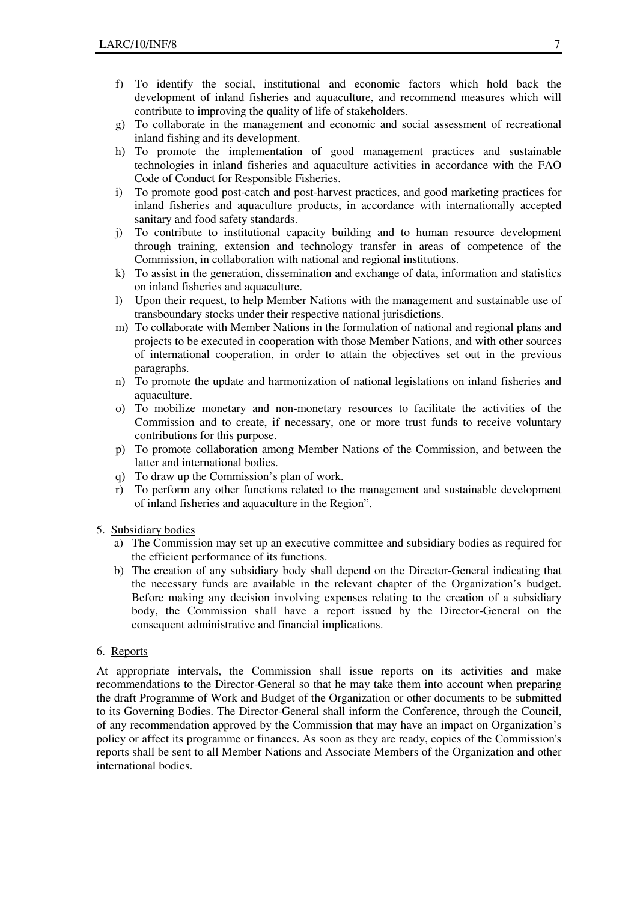f) To identify the social, institutional and economic factors which hold back the development of inland fisheries and aquaculture, and recommend measures which will contribute to improving the quality of life of stakeholders.
g) To collaborate in the management and economic and social assessment of recreational inland fishing and its development.
h) To promote the implementation of good management practices and sustainable technologies in inland fisheries and aquaculture activities in accordance with the FAO Code of Conduct for Responsible Fisheries.
i) To promote good post-catch and post-harvest practices, and good marketing practices for inland fisheries and aquaculture products, in accordance with internationally accepted sanitary and food safety standards.
j) To contribute to institutional capacity building and to human resource development through training, extension and technology transfer in areas of competence of the Commission, in collaboration with national and regional institutions.
k) To assist in the generation, dissemination and exchange of data, information and statistics on inland fisheries and aquaculture.
l) Upon their request, to help Member Nations with the management and sustainable use of transboundary stocks under their respective national jurisdictions.
m) To collaborate with Member Nations in the formulation of national and regional plans and projects to be executed in cooperation with those Member Nations, and with other sources of international cooperation, in order to attain the objectives set out in the previous paragraphs.
n) To promote the update and harmonization of national legislations on inland fisheries and aquaculture.
o) To mobilize monetary and non-monetary resources to facilitate the activities of the Commission and to create, if necessary, one or more trust funds to receive voluntary contributions for this purpose.
p) To promote collaboration among Member Nations of the Commission, and between the latter and international bodies.
q) To draw up the Commission's plan of work.
r) To perform any other functions related to the management and sustainable development of inland fisheries and aquaculture in the Region".

5. Subsidiary bodies
   a) The Commission may set up an executive committee and subsidiary bodies as required for the efficient performance of its functions.
   b) The creation of any subsidiary body shall depend on the Director-General indicating that the necessary funds are available in the relevant chapter of the Organization's budget. Before making any decision involving expenses relating to the creation of a subsidiary body, the Commission shall have a report issued by the Director-General on the consequent administrative and financial implications.

6. Reports

At appropriate intervals, the Commission shall issue reports on its activities and make recommendations to the Director-General so that he may take them into account when preparing the draft Programme of Work and Budget of the Organization or other documents to be submitted to its Governing Bodies. The Director-General shall inform the Conference, through the Council, of any recommendation approved by the Commission that may have an impact on Organization's policy or affect its programme or finances. As soon as they are ready, copies of the Commission's reports shall be sent to all Member Nations and Associate Members of the Organization and other international bodies.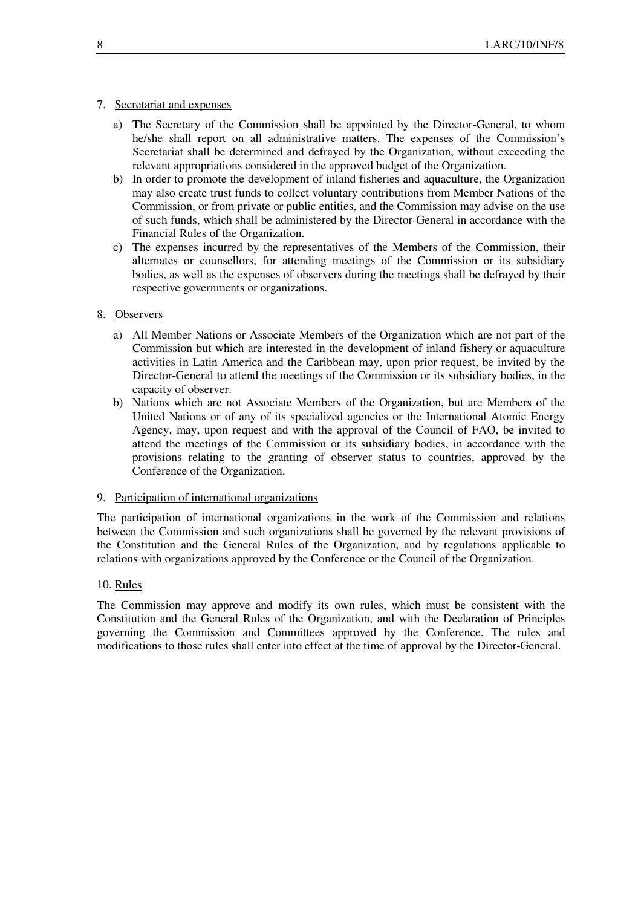7. Secretariat and expenses

   a) The Secretary of the Commission shall be appointed by the Director-General, to whom he/she shall report on all administrative matters. The expenses of the Commission's Secretariat shall be determined and defrayed by the Organization, without exceeding the relevant appropriations considered in the approved budget of the Organization.
   b) In order to promote the development of inland fisheries and aquaculture, the Organization may also create trust funds to collect voluntary contributions from Member Nations of the Commission, or from private or public entities, and the Commission may advise on the use of such funds, which shall be administered by the Director-General in accordance with the Financial Rules of the Organization.
   c) The expenses incurred by the representatives of the Members of the Commission, their alternates or counsellors, for attending meetings of the Commission or its subsidiary bodies, as well as the expenses of observers during the meetings shall be defrayed by their respective governments or organizations.

8. Observers

   a) All Member Nations or Associate Members of the Organization which are not part of the Commission but which are interested in the development of inland fishery or aquaculture activities in Latin America and the Caribbean may, upon prior request, be invited by the Director-General to attend the meetings of the Commission or its subsidiary bodies, in the capacity of observer.
   b) Nations which are not Associate Members of the Organization, but are Members of the United Nations or of any of its specialized agencies or the International Atomic Energy Agency, may, upon request and with the approval of the Council of FAO, be invited to attend the meetings of the Commission or its subsidiary bodies, in accordance with the provisions relating to the granting of observer status to countries, approved by the Conference of the Organization.

9. Participation of international organizations

The participation of international organizations in the work of the Commission and relations between the Commission and such organizations shall be governed by the relevant provisions of the Constitution and the General Rules of the Organization, and by regulations applicable to relations with organizations approved by the Conference or the Council of the Organization.

10. Rules

The Commission may approve and modify its own rules, which must be consistent with the Constitution and the General Rules of the Organization, and with the Declaration of Principles governing the Commission and Committees approved by the Conference. The rules and modifications to those rules shall enter into effect at the time of approval by the Director-General.